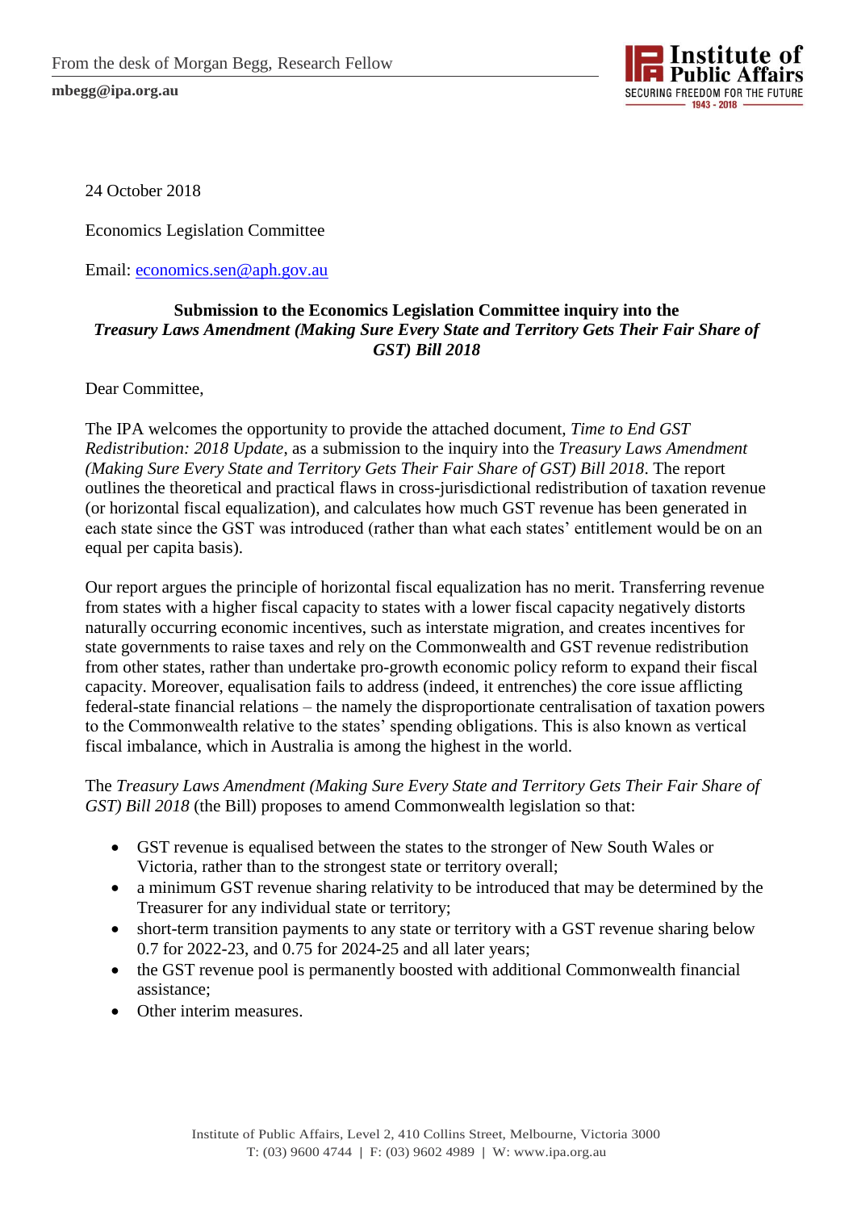From the desk of Morgan Begg, Research Fellow

**mbegg@ipa.org.au**

24 October 2018

Economics Legislation Committee

Email: economics.sen@aph.gov.au

**Submission to the Economics Legislation Committee inquiry into the *Treasury Laws Amendment (Making Sure Every State and Territory Gets Their Fair Share of GST) Bill 2018***

Dear Committee,

The IPA welcomes the opportunity to provide the attached document, *Time to End GST Redistribution: 2018 Update*, as a submission to the inquiry into the *Treasury Laws Amendment (Making Sure Every State and Territory Gets Their Fair Share of GST) Bill 2018*. The report outlines the theoretical and practical flaws in cross-jurisdictional redistribution of taxation revenue (or horizontal fiscal equalization), and calculates how much GST revenue has been generated in each state since the GST was introduced (rather than what each states' entitlement would be on an equal per capita basis).

Our report argues the principle of horizontal fiscal equalization has no merit. Transferring revenue from states with a higher fiscal capacity to states with a lower fiscal capacity negatively distorts naturally occurring economic incentives, such as interstate migration, and creates incentives for state governments to raise taxes and rely on the Commonwealth and GST revenue redistribution from other states, rather than undertake pro-growth economic policy reform to expand their fiscal capacity. Moreover, equalisation fails to address (indeed, it entrenches) the core issue afflicting federal-state financial relations – the namely the disproportionate centralisation of taxation powers to the Commonwealth relative to the states' spending obligations. This is also known as vertical fiscal imbalance, which in Australia is among the highest in the world.

The *Treasury Laws Amendment (Making Sure Every State and Territory Gets Their Fair Share of GST) Bill 2018* (the Bill) proposes to amend Commonwealth legislation so that:

- GST revenue is equalised between the states to the stronger of New South Wales or Victoria, rather than to the strongest state or territory overall;
- a minimum GST revenue sharing relativity to be introduced that may be determined by the Treasurer for any individual state or territory;
- short-term transition payments to any state or territory with a GST revenue sharing below 0.7 for 2022-23, and 0.75 for 2024-25 and all later years;
- the GST revenue pool is permanently boosted with additional Commonwealth financial assistance;
- Other interim measures.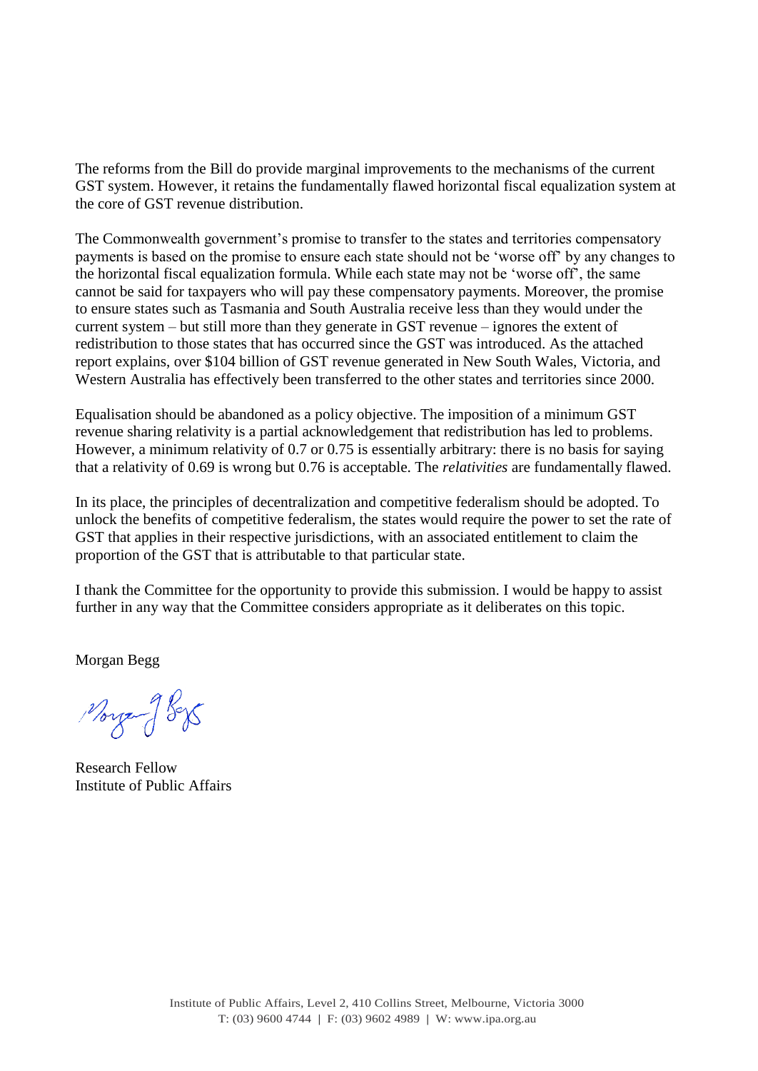The reforms from the Bill do provide marginal improvements to the mechanisms of the current GST system. However, it retains the fundamentally flawed horizontal fiscal equalization system at the core of GST revenue distribution.

The Commonwealth government's promise to transfer to the states and territories compensatory payments is based on the promise to ensure each state should not be 'worse off' by any changes to the horizontal fiscal equalization formula. While each state may not be 'worse off', the same cannot be said for taxpayers who will pay these compensatory payments. Moreover, the promise to ensure states such as Tasmania and South Australia receive less than they would under the current system – but still more than they generate in GST revenue – ignores the extent of redistribution to those states that has occurred since the GST was introduced. As the attached report explains, over $104 billion of GST revenue generated in New South Wales, Victoria, and Western Australia has effectively been transferred to the other states and territories since 2000.

Equalisation should be abandoned as a policy objective. The imposition of a minimum GST revenue sharing relativity is a partial acknowledgement that redistribution has led to problems. However, a minimum relativity of 0.7 or 0.75 is essentially arbitrary: there is no basis for saying that a relativity of 0.69 is wrong but 0.76 is acceptable. The *relativities* are fundamentally flawed.

In its place, the principles of decentralization and competitive federalism should be adopted. To unlock the benefits of competitive federalism, the states would require the power to set the rate of GST that applies in their respective jurisdictions, with an associated entitlement to claim the proportion of the GST that is attributable to that particular state.

I thank the Committee for the opportunity to provide this submission. I would be happy to assist further in any way that the Committee considers appropriate as it deliberates on this topic.

Morgan Begg

Research Fellow
Institute of Public Affairs

Institute of Public Affairs, Level 2, 410 Collins Street, Melbourne, Victoria 3000
T: (03) 9600 4744 | F: (03) 9602 4989 | W: www.ipa.org.au